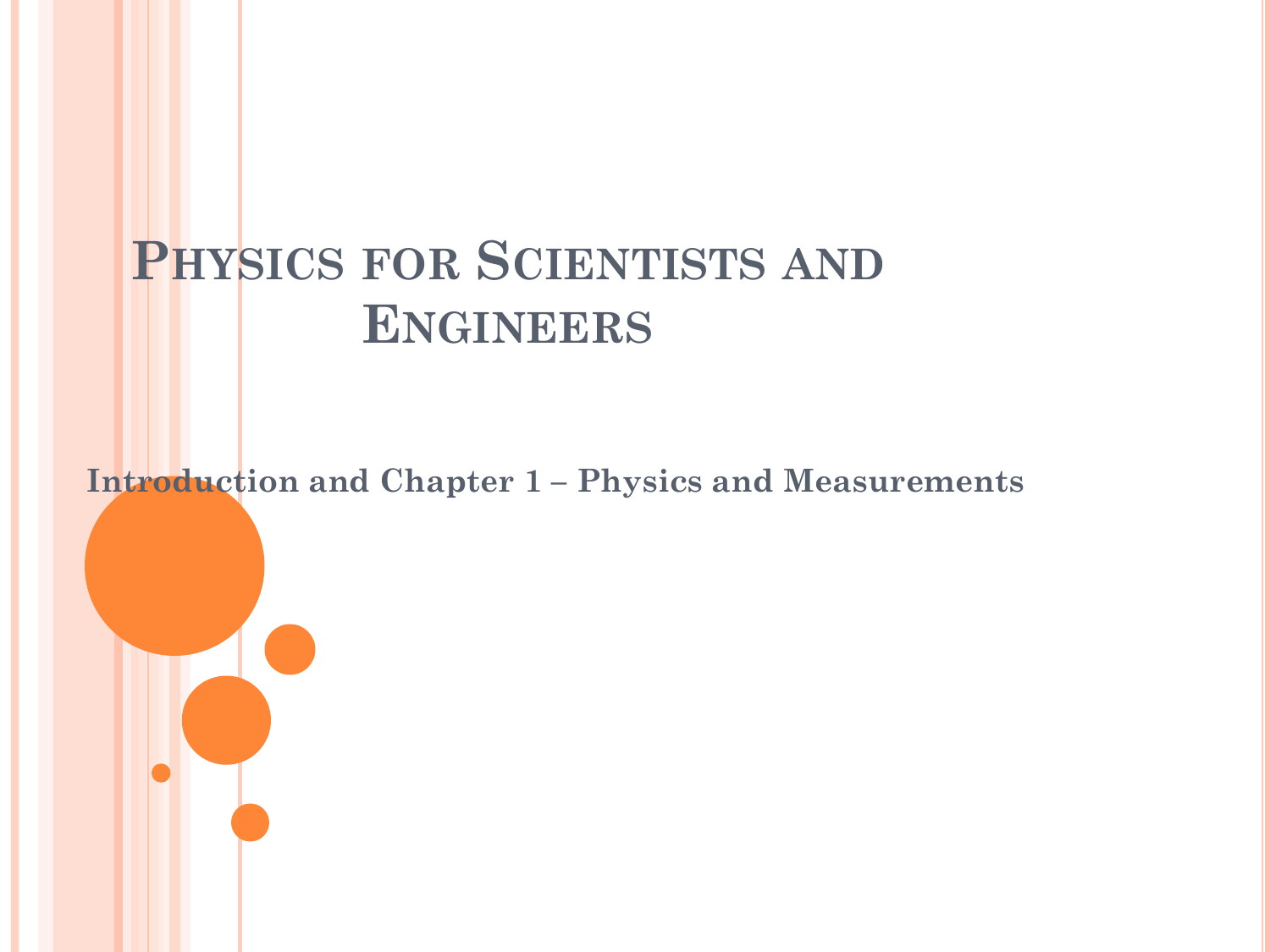# Physics for Scientists and Engineers

## Introduction and Chapter 1 – Physics and Measurements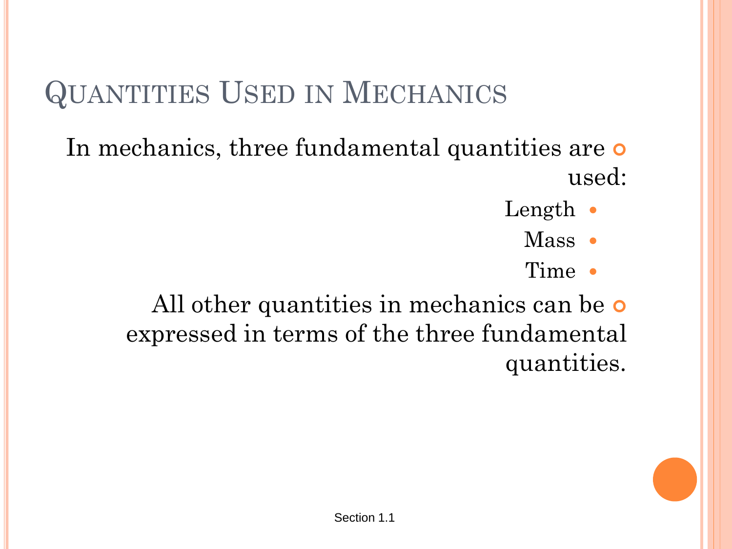# Quantities Used in Mechanics

- In mechanics, three fundamental quantities are used:
  - Length
  - Mass
  - Time
- All other quantities in mechanics can be expressed in terms of the three fundamental quantities.

Section 1.1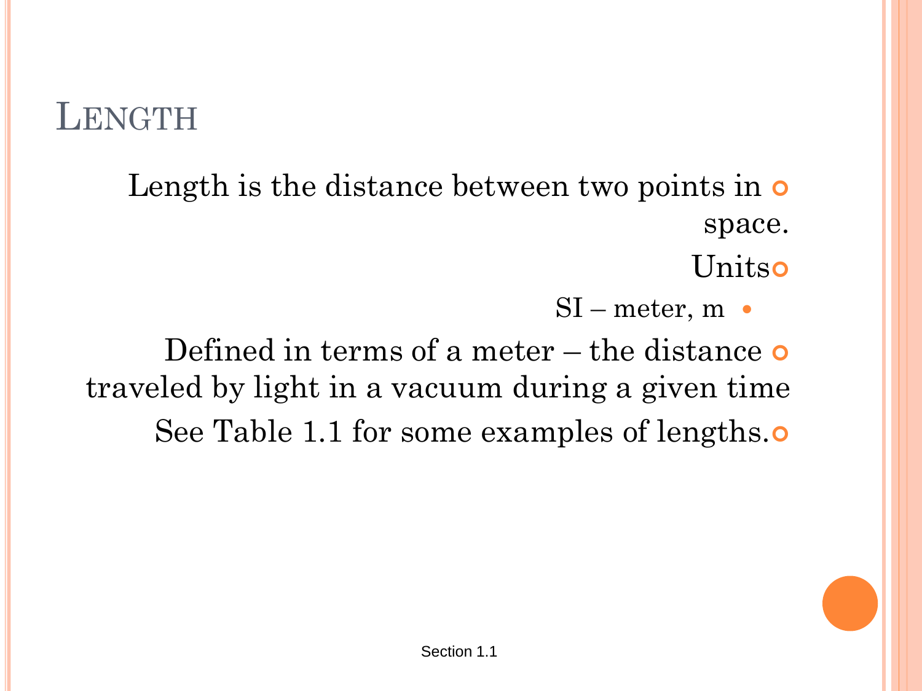# Length

- Length is the distance between two points in space.
- Units
  - SI – meter, m
- Defined in terms of a meter – the distance traveled by light in a vacuum during a given time
- See Table 1.1 for some examples of lengths.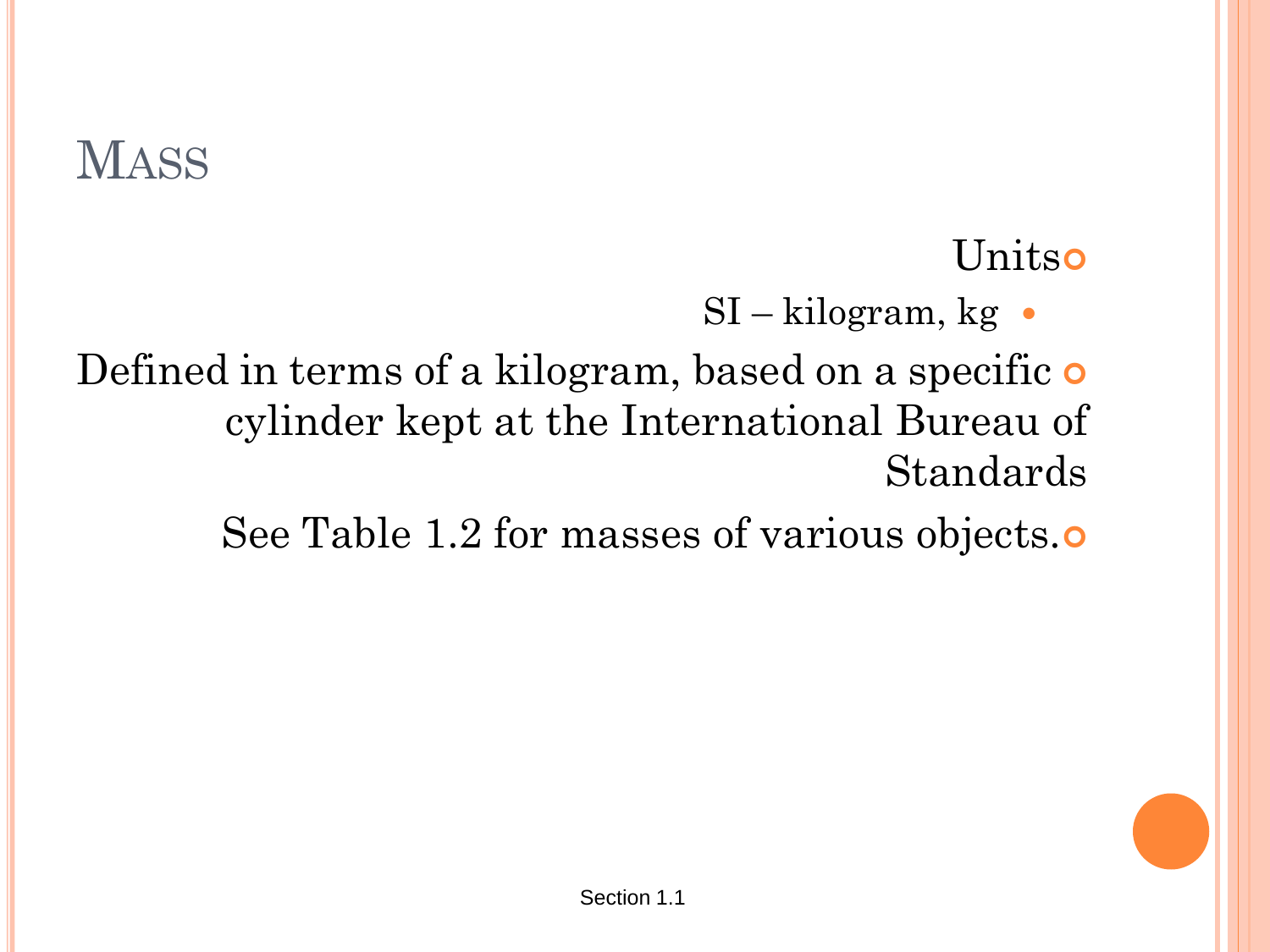# Mass

- Units
  - SI – kilogram, kg
- Defined in terms of a kilogram, based on a specific cylinder kept at the International Bureau of Standards
- See Table 1.2 for masses of various objects.

Section 1.1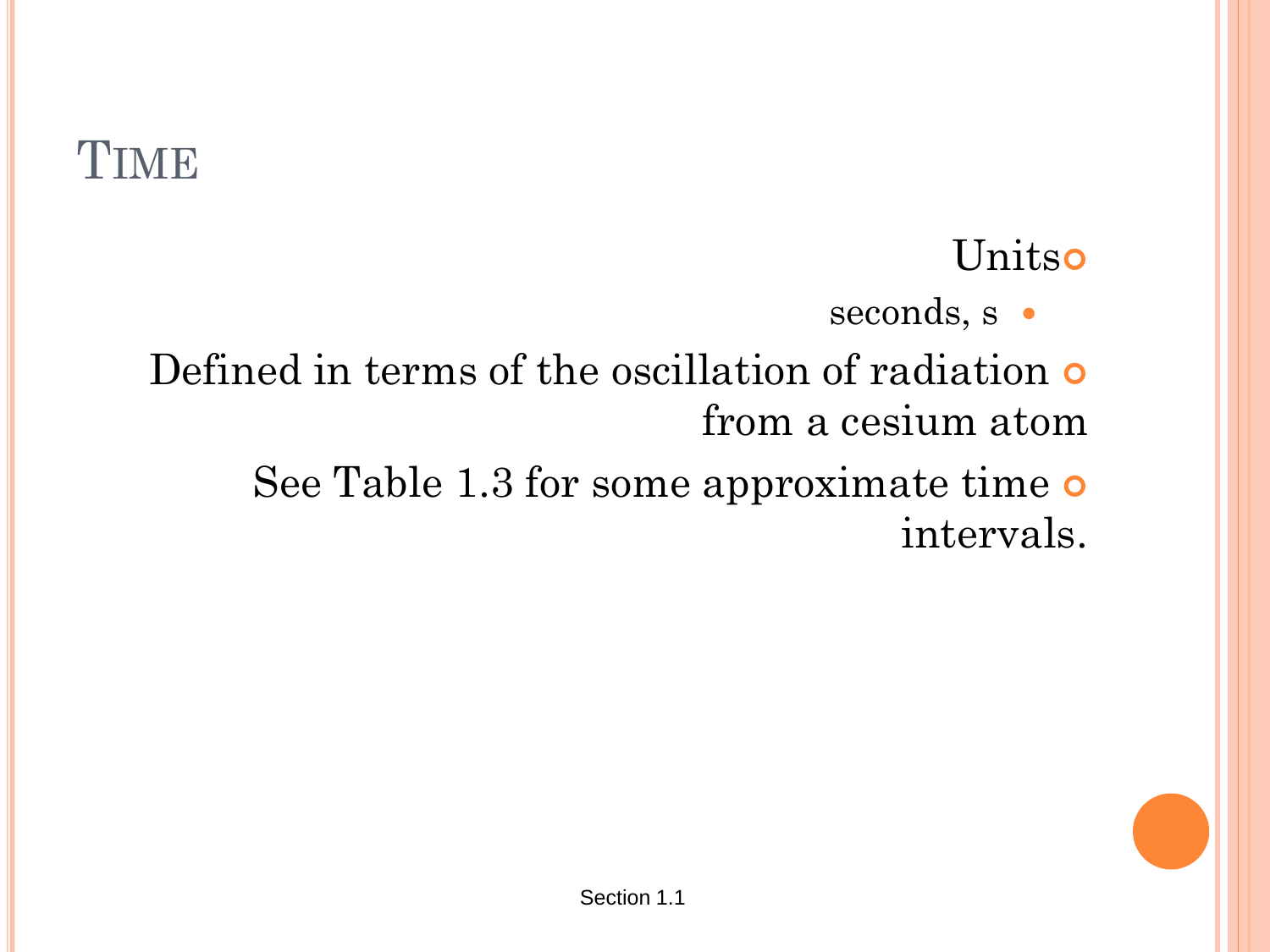# Time

- Units
  - seconds, s
- Defined in terms of the oscillation of radiation from a cesium atom
- See Table 1.3 for some approximate time intervals.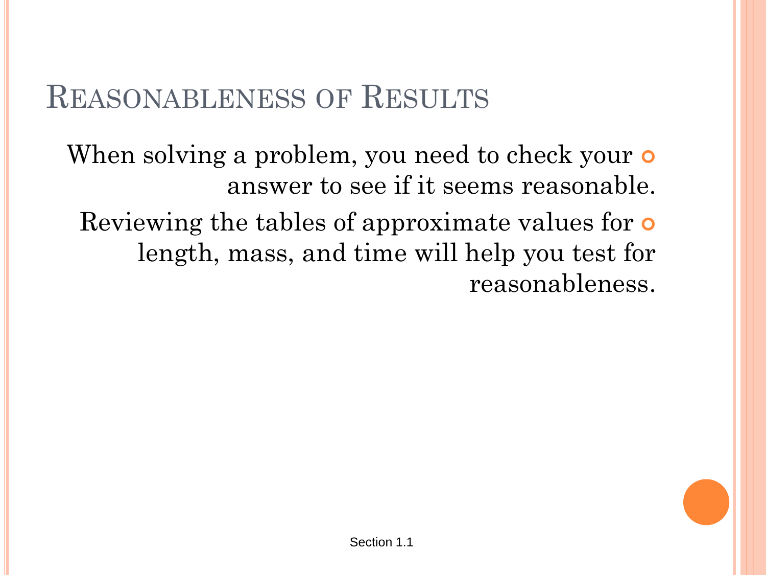# Reasonableness of Results

- When solving a problem, you need to check your answer to see if it seems reasonable.
- Reviewing the tables of approximate values for length, mass, and time will help you test for reasonableness.

Section 1.1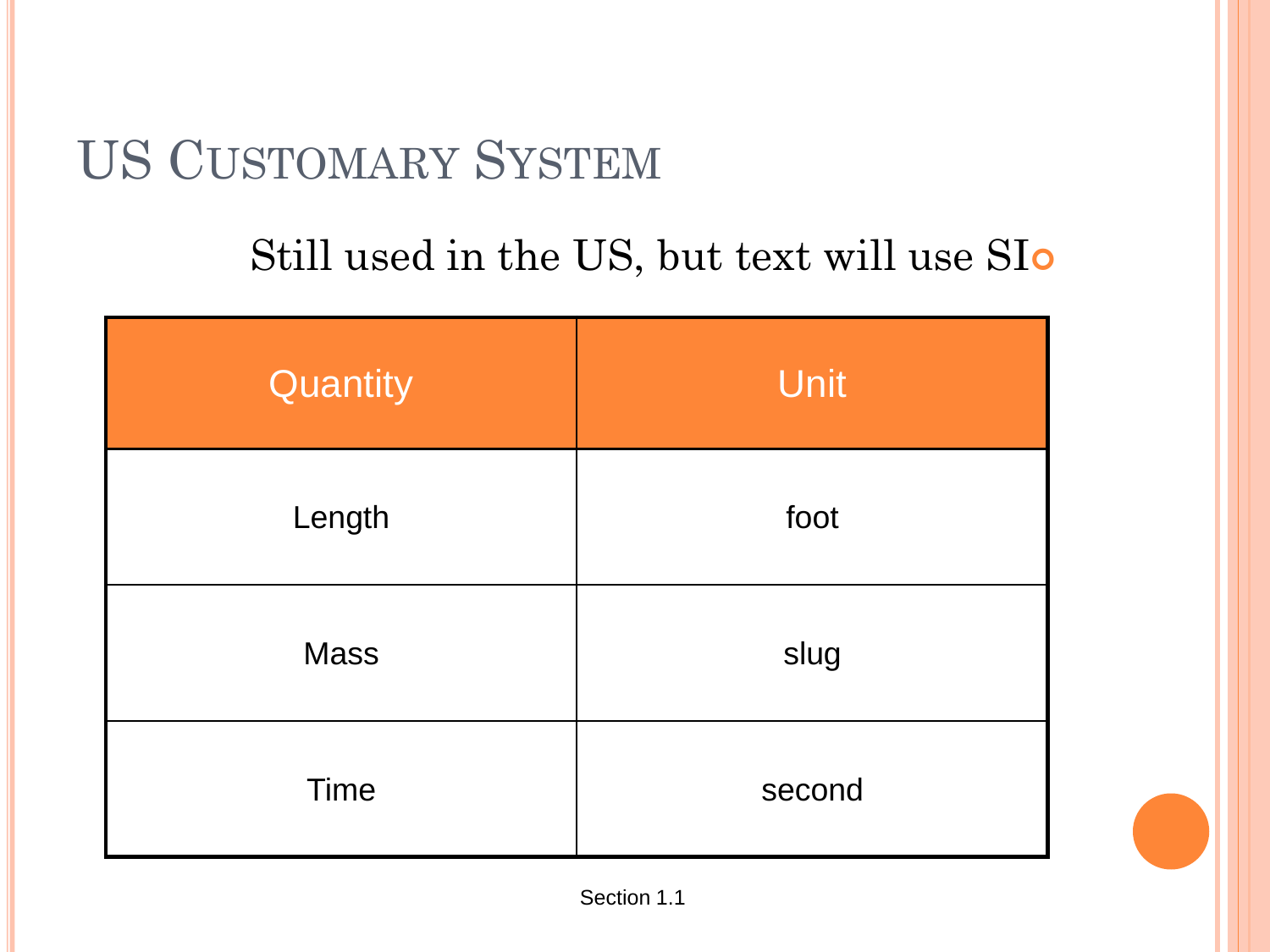# US Customary System

- Still used in the US, but text will use SI

| Quantity | Unit |
|---|---|
| Length | foot |
| Mass | slug |
| Time | second |

Section 1.1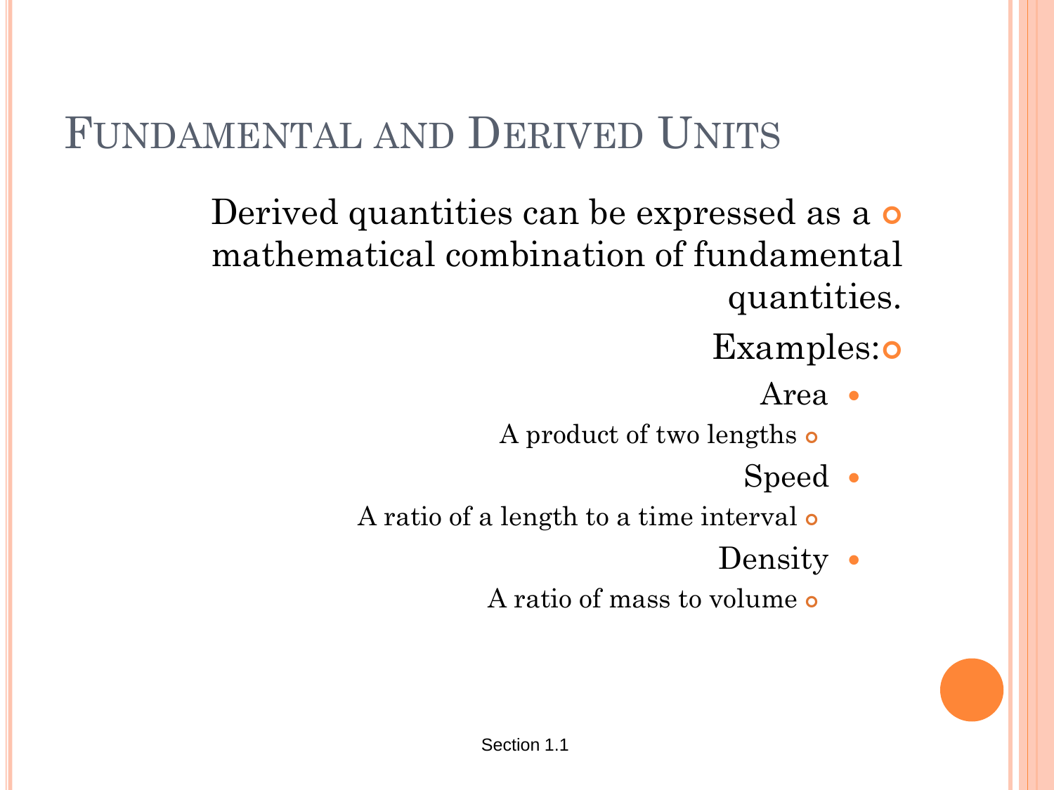# Fundamental and Derived Units

- Derived quantities can be expressed as a mathematical combination of fundamental quantities.
- Examples:
  - Area
    - A product of two lengths
  - Speed
    - A ratio of a length to a time interval
  - Density
    - A ratio of mass to volume

Section 1.1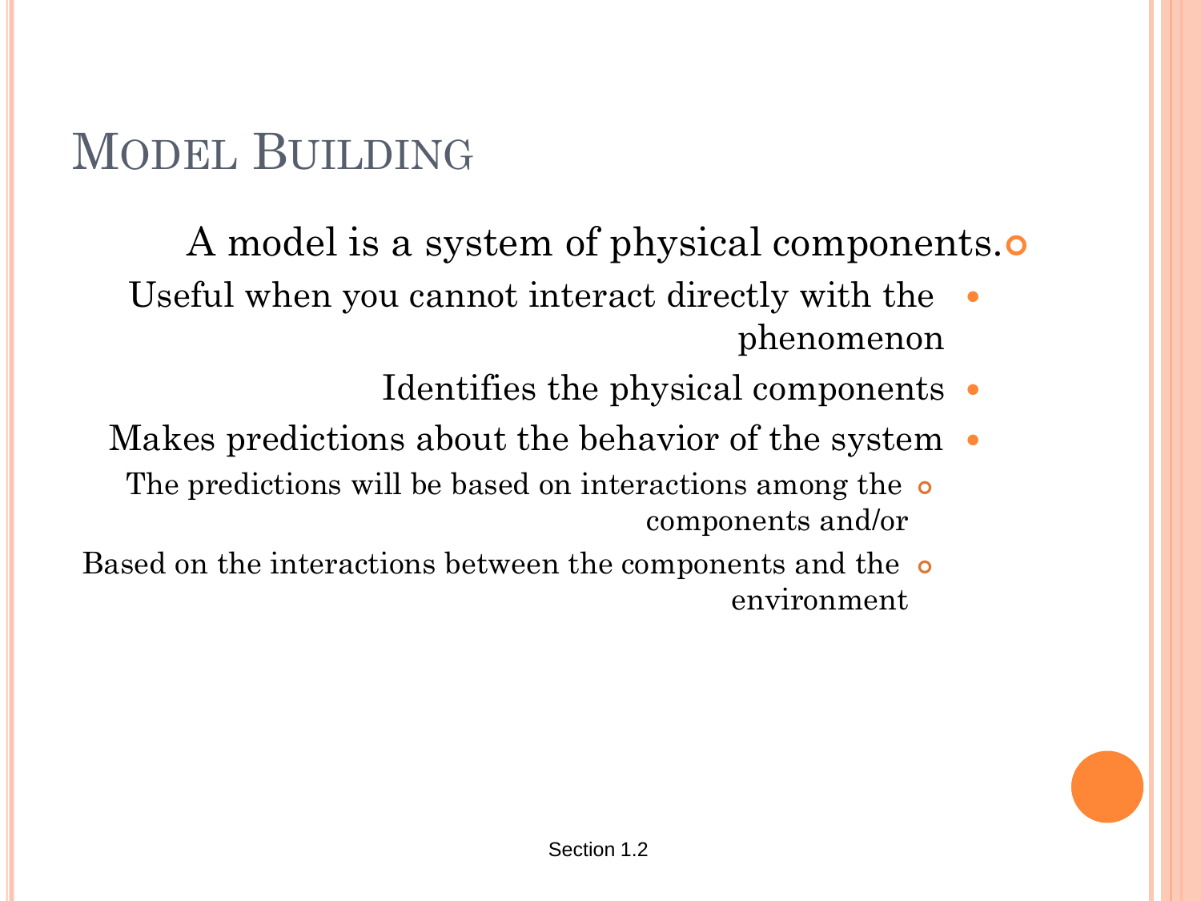# Model Building

- A model is a system of physical components.
  - Useful when you cannot interact directly with the phenomenon
  - Identifies the physical components
  - Makes predictions about the behavior of the system
    - The predictions will be based on interactions among the components and/or
    - Based on the interactions between the components and the environment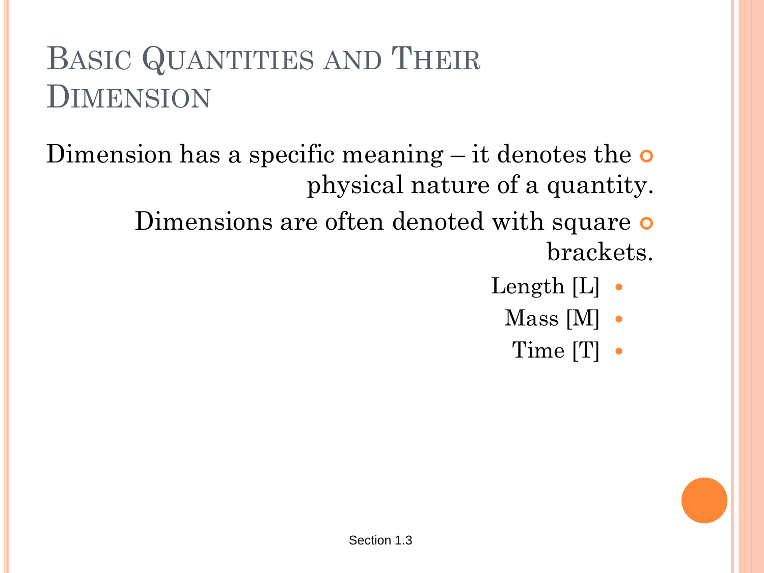# Basic Quantities and Their Dimension

- Dimension has a specific meaning – it denotes the physical nature of a quantity.
- Dimensions are often denoted with square brackets.
  - Length [L]
  - Mass [M]
  - Time [T]

Section 1.3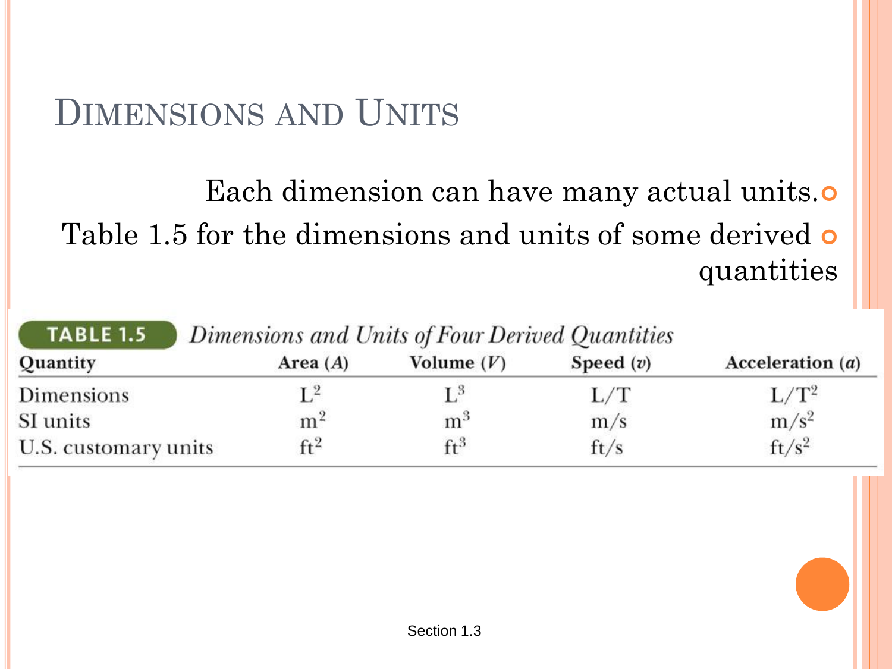# Dimensions and Units

- Each dimension can have many actual units.
- Table 1.5 for the dimensions and units of some derived quantities

**TABLE 1.5** *Dimensions and Units of Four Derived Quantities*

| Quantity | Area ($A$) | Volume ($V$) | Speed ($v$) | Acceleration ($a$) |
|---|---|---|---|---|
| Dimensions | $L^2$ | $L^3$ | $L/T$ | $L/T^2$ |
| SI units | $m^2$ | $m^3$ | $m/s$ | $m/s^2$ |
| U.S. customary units | $ft^2$ | $ft^3$ | $ft/s$ | $ft/s^2$ |

Section 1.3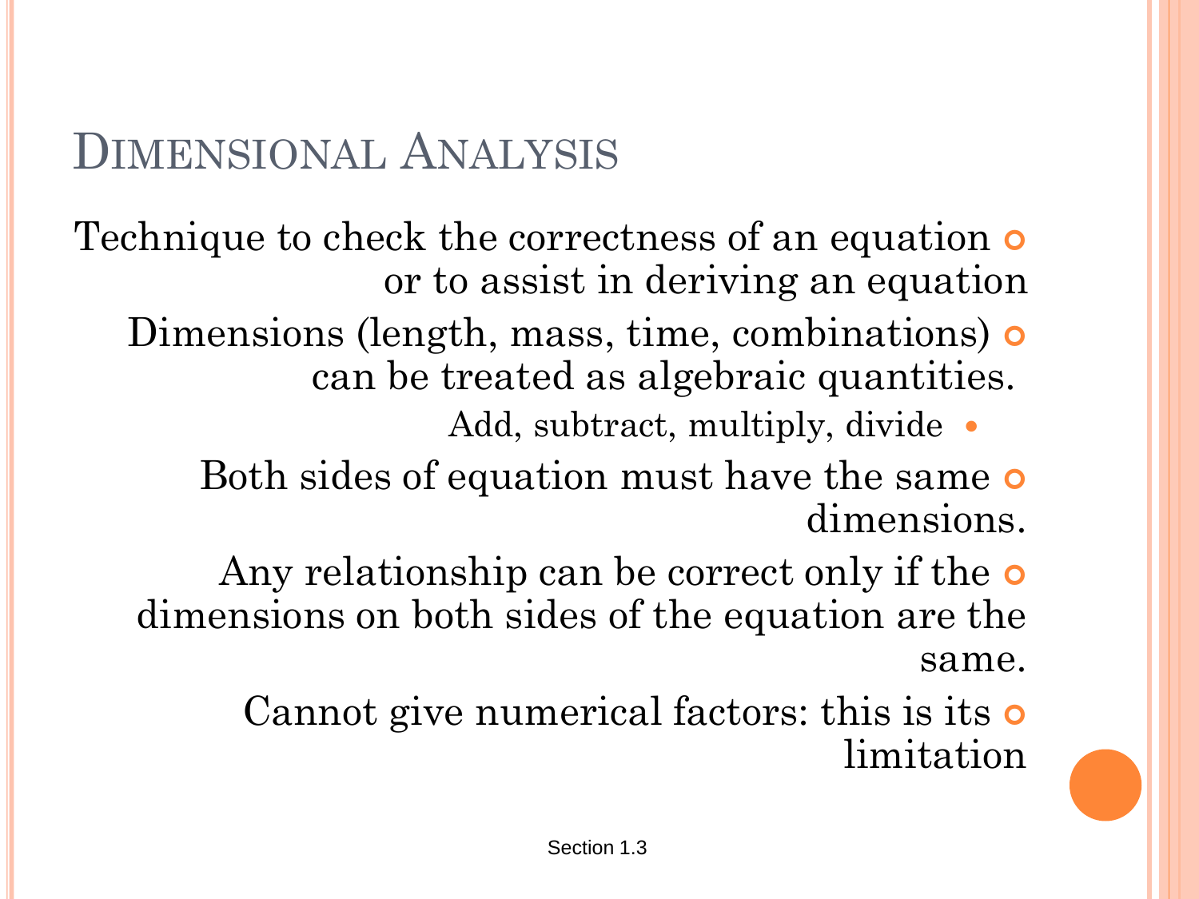# Dimensional Analysis

- Technique to check the correctness of an equation or to assist in deriving an equation
- Dimensions (length, mass, time, combinations) can be treated as algebraic quantities.
  - Add, subtract, multiply, divide
- Both sides of equation must have the same dimensions.
- Any relationship can be correct only if the dimensions on both sides of the equation are the same.
- Cannot give numerical factors: this is its limitation

Section 1.3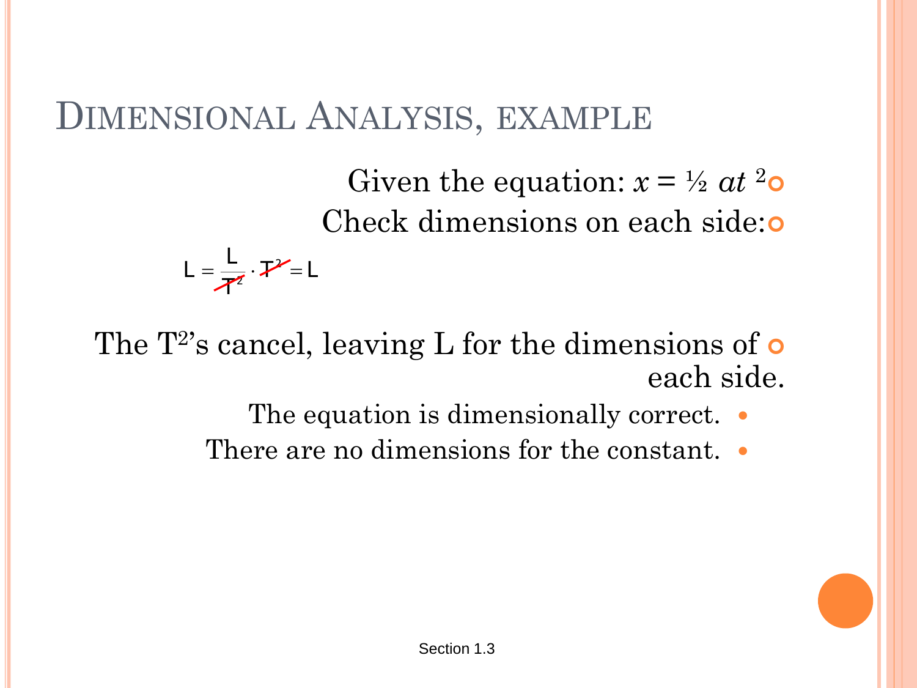# Dimensional Analysis, example

- Given the equation: $x = \frac{1}{2} a t^2$
- Check dimensions on each side:

$$L = \frac{L}{T^2} \cdot T^2 = L$$

- The $T^2$'s cancel, leaving L for the dimensions of each side.
  - The equation is dimensionally correct.
  - There are no dimensions for the constant.

Section 1.3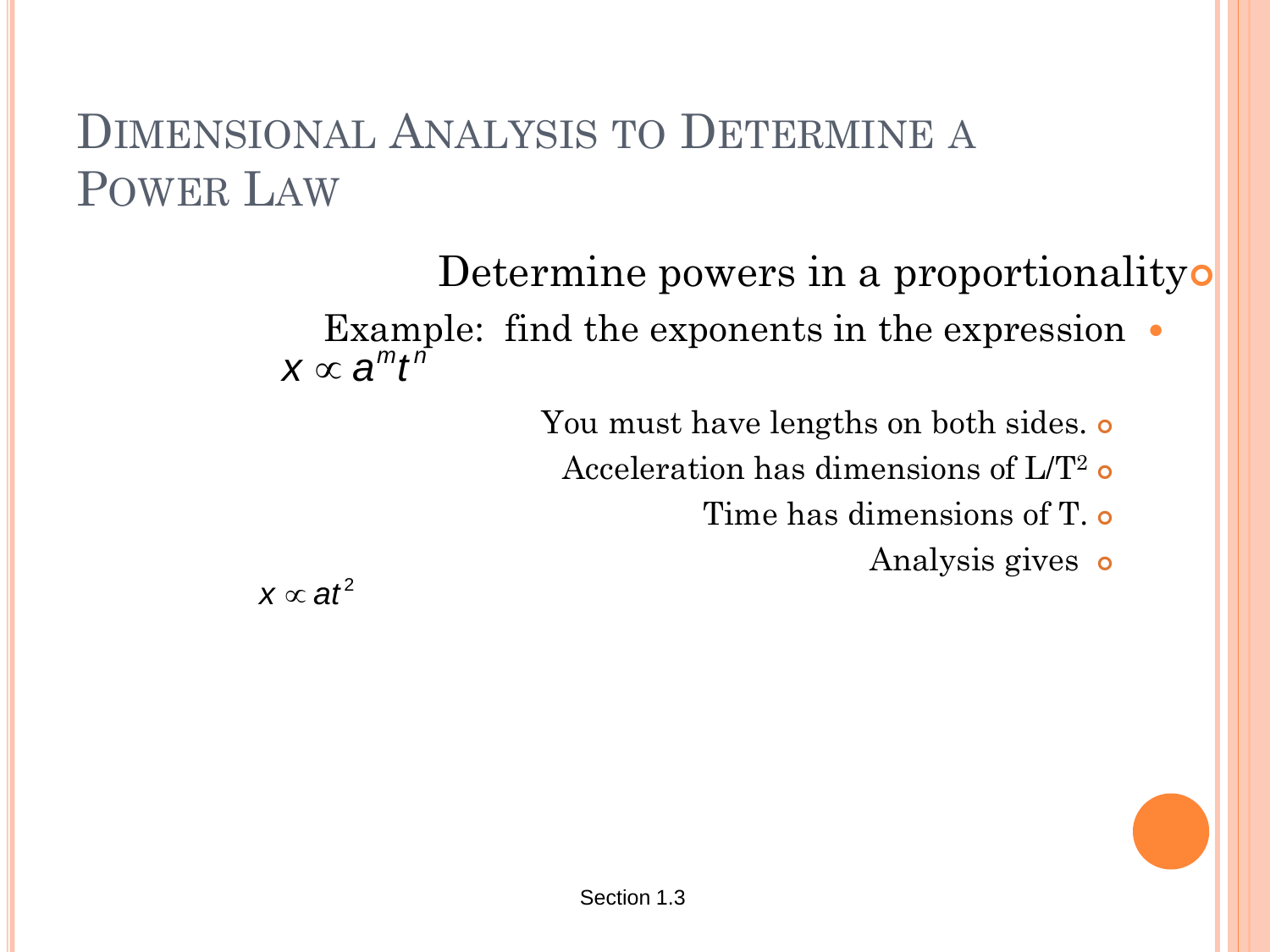# Dimensional Analysis to Determine a Power Law

- Determine powers in a proportionality
  - Example: find the exponents in the expression

$$x \propto a^m t^n$$

- You must have lengths on both sides.
- Acceleration has dimensions of $L/T^2$
- Time has dimensions of T.
- Analysis gives

$$x \propto at^2$$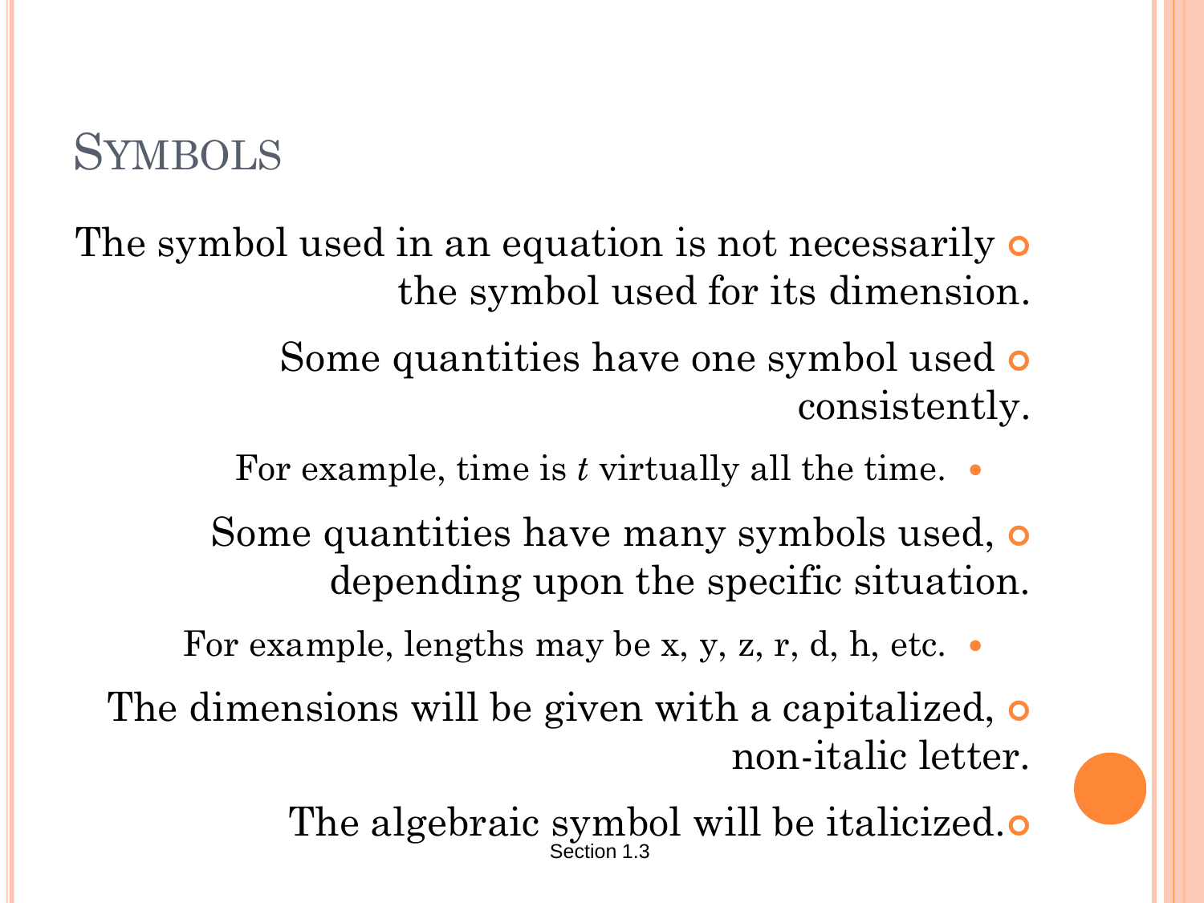# Symbols

- The symbol used in an equation is not necessarily the symbol used for its dimension.
- Some quantities have one symbol used consistently.
  - For example, time is $t$ virtually all the time.
- Some quantities have many symbols used, depending upon the specific situation.
  - For example, lengths may be x, y, z, r, d, h, etc.
- The dimensions will be given with a capitalized, non-italic letter.
- The algebraic symbol will be italicized.

Section 1.3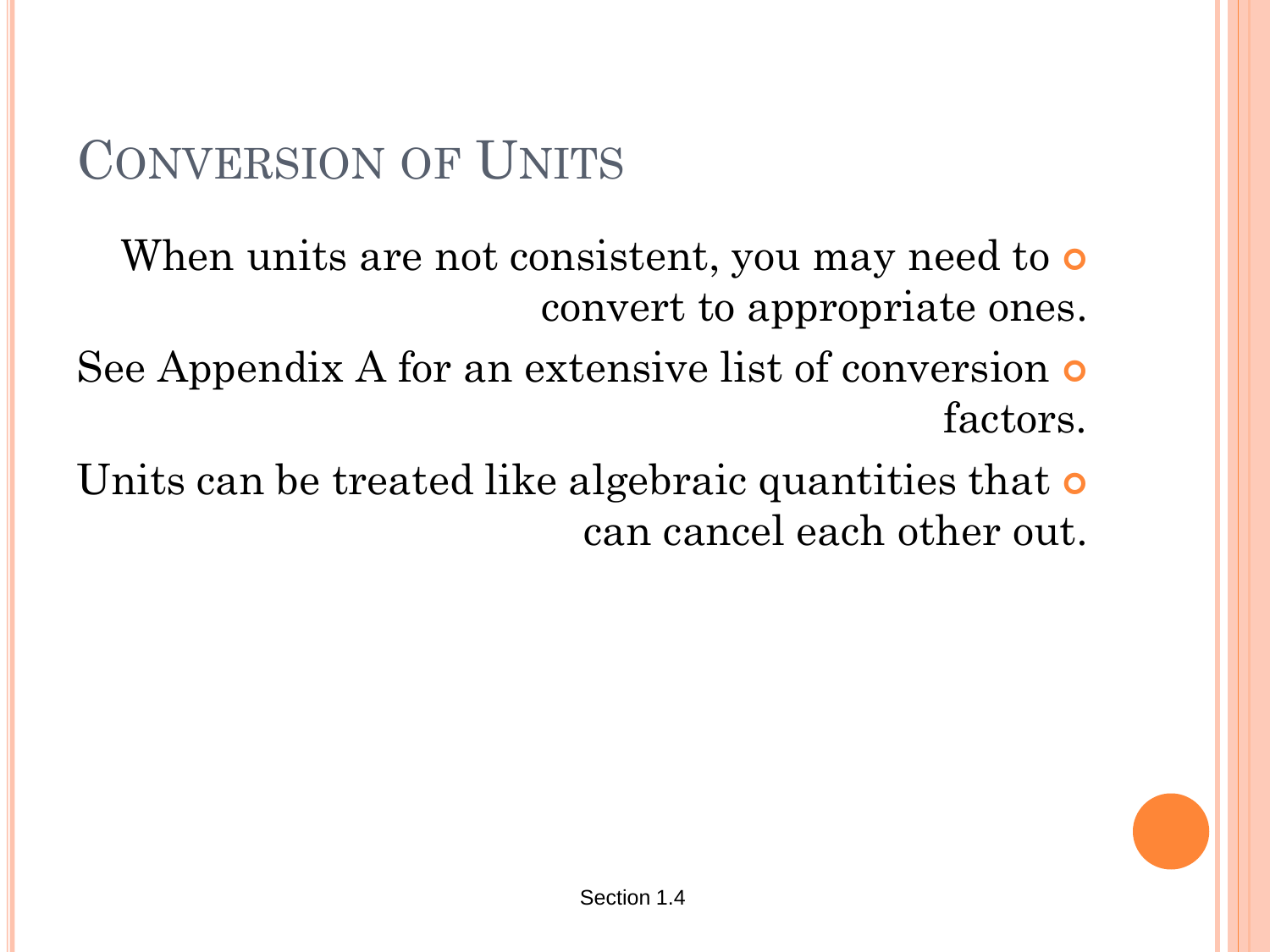# Conversion of Units

- When units are not consistent, you may need to convert to appropriate ones.
- See Appendix A for an extensive list of conversion factors.
- Units can be treated like algebraic quantities that can cancel each other out.

Section 1.4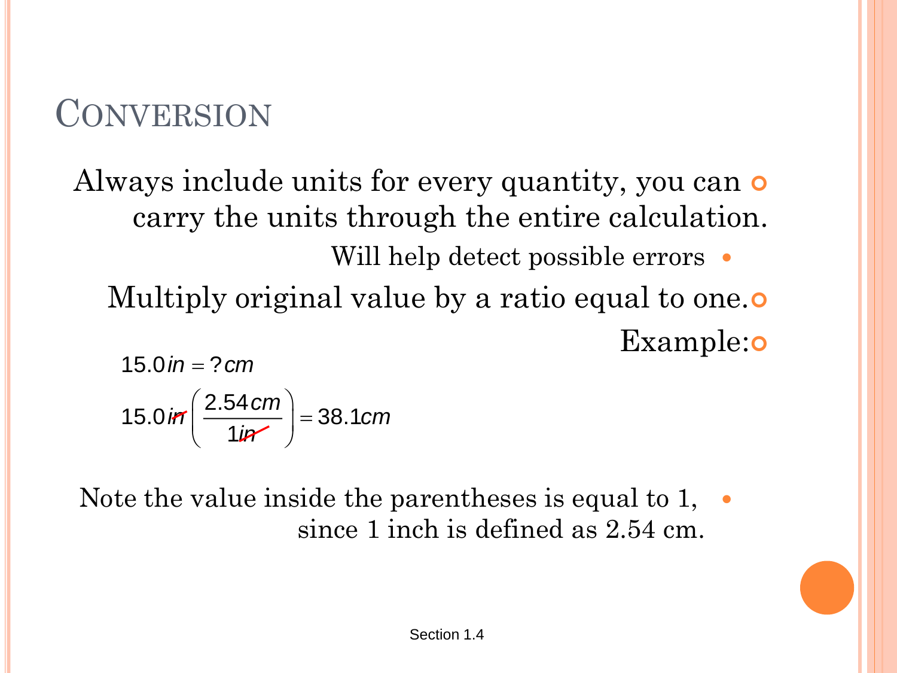# Conversion

- Always include units for every quantity, you can carry the units through the entire calculation.
  - Will help detect possible errors
- Multiply original value by a ratio equal to one.
- Example:

$$15.0\,in = ?\,cm$$

$$15.0\,\cancel{in}\left(\frac{2.54\,cm}{1\,\cancel{in}}\right) = 38.1\,cm$$

- Note the value inside the parentheses is equal to 1, since 1 inch is defined as 2.54 cm.